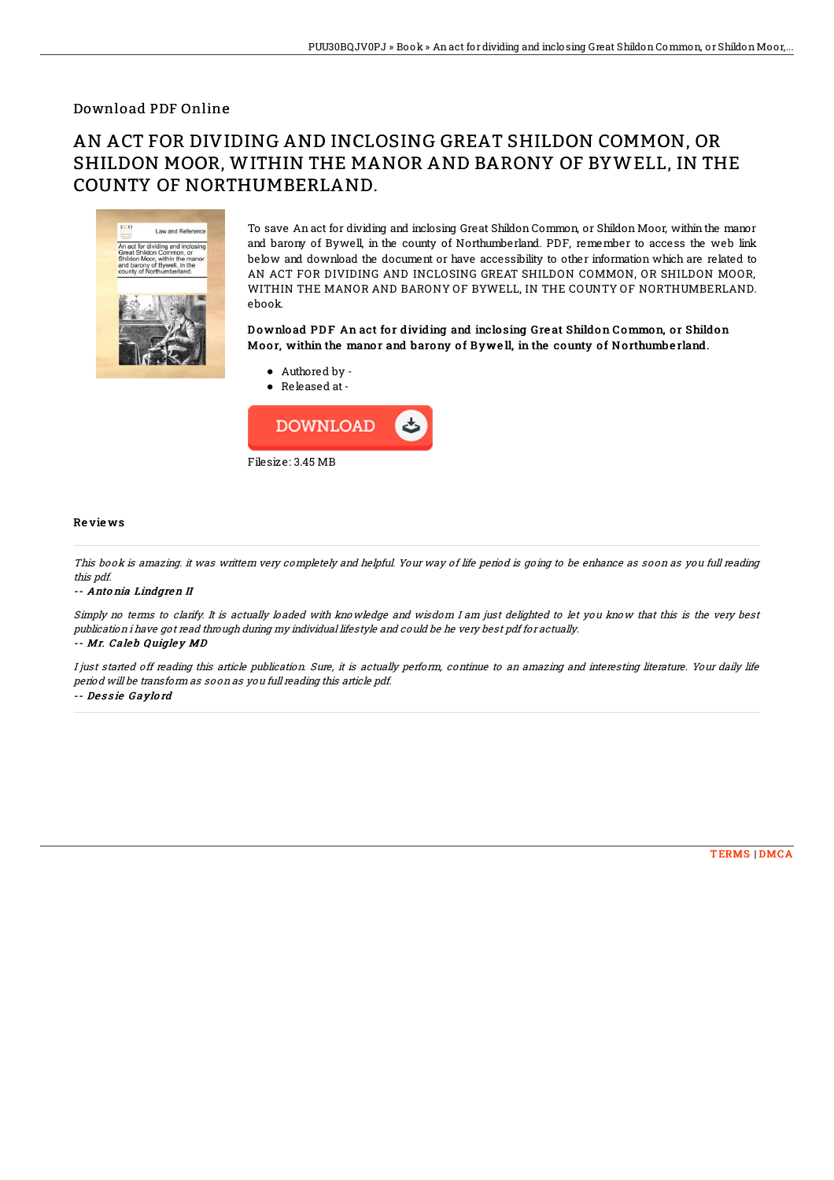Download PDF Online

# AN ACT FOR DIVIDING AND INCLOSING GREAT SHILDON COMMON, OR SHILDON MOOR, WITHIN THE MANOR AND BARONY OF BYWELL, IN THE COUNTY OF NORTHUMBERLAND.

To save An act for dividing and inclosing Great Shildon Common, or Shildon Moor, within the manor and barony of Bywell, in the county of Northumberland. PDF, remember to access the web link below and download the document or have accessibility to other information which are related to AN ACT FOR DIVIDING AND INCLOSING GREAT SHILDON COMMON, OR SHILDON MOOR, WITHIN THE MANOR AND BARONY OF BYWELL, IN THE COUNTY OF NORTHUMBERLAND. ebook.

**Download PDF An act for dividing and inclosing Great Shildon Common, or Shildon Moor, within the manor and barony of Bywell, in the county of Northumberland.**

- Authored by -
- Released at -

DOWNLOAD

Filesize: 3.45 MB

## Reviews

*This book is amazing. it was writtern very completely and helpful. Your way of life period is going to be enhance as soon as you full reading this pdf.*

*-- Antonia Lindgren II*

*Simply no terms to clarify. It is actually loaded with knowledge and wisdom I am just delighted to let you know that this is the very best publication i have got read through during my individual lifestyle and could be he very best pdf for actually.*

*-- Mr. Caleb Quigley MD*

*I just started off reading this article publication. Sure, it is actually perform, continue to an amazing and interesting literature. Your daily life period will be transform as soon as you full reading this article pdf.*

*-- Dessie Gaylord*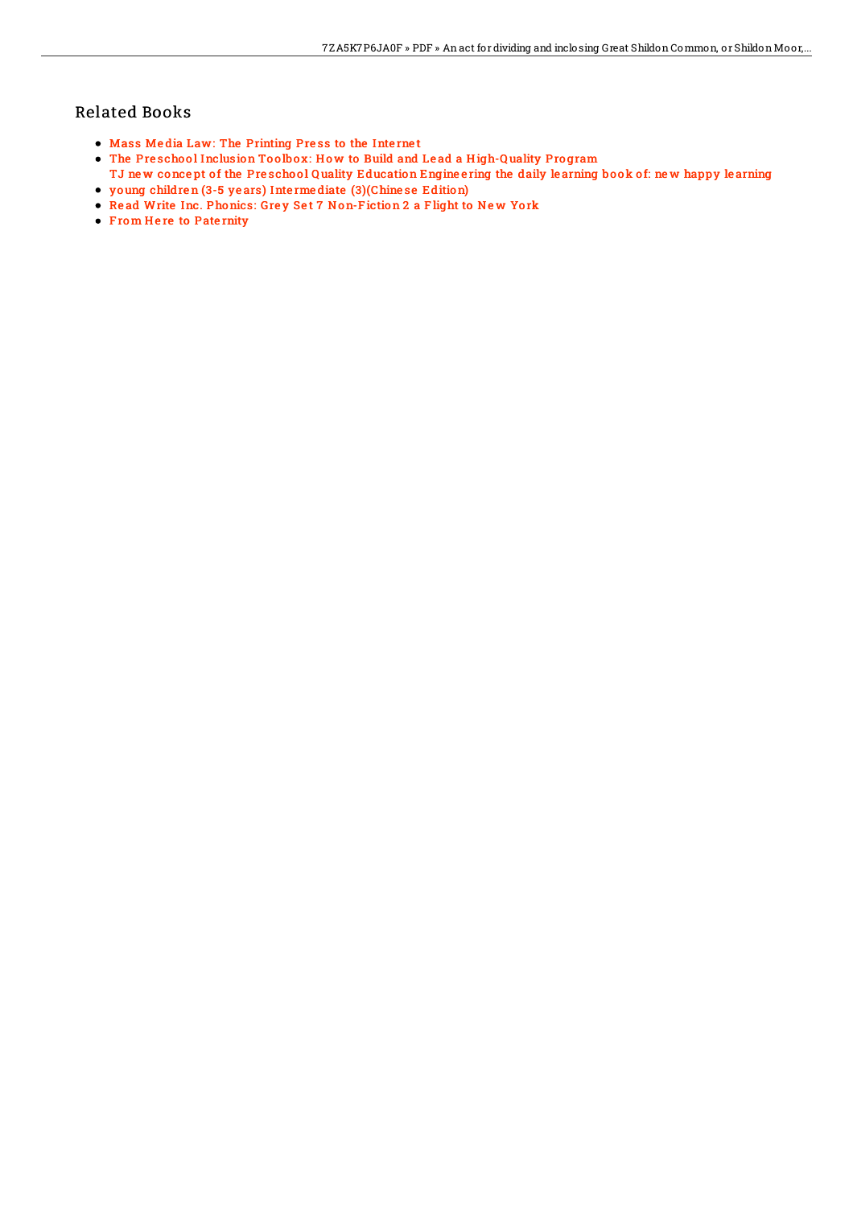## Related Books

- Mass Media Law: The Printing Press to the Internet
- The Preschool Inclusion Toolbox: How to Build and Lead a High-Quality Program
- TJ new concept of the Preschool Quality Education Engineering the daily learning book of: new happy learning young children (3-5 years) Intermediate (3)(Chinese Edition)
- Read Write Inc. Phonics: Grey Set 7 Non-Fiction 2 a Flight to New York
- From Here to Paternity